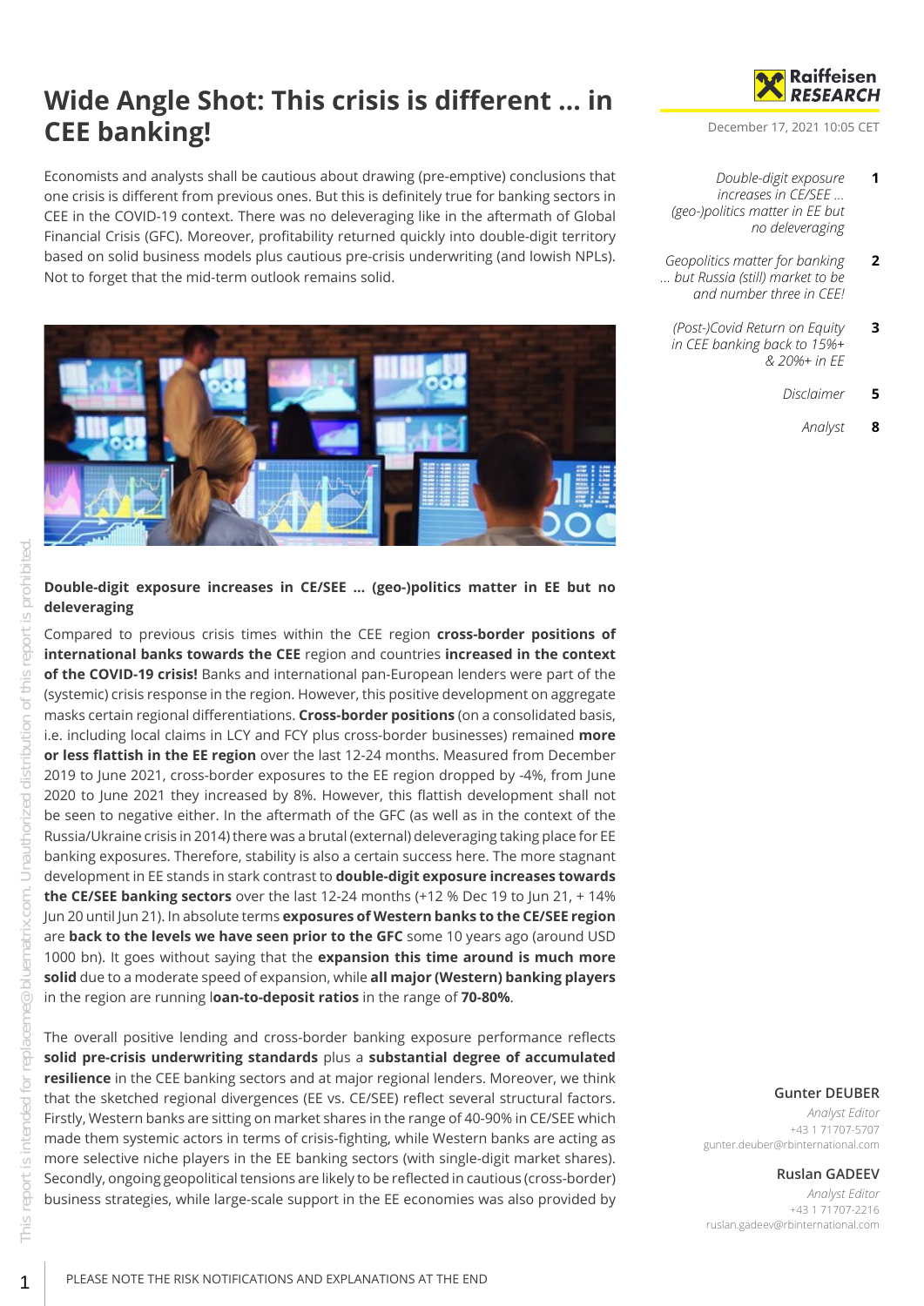# Wide Angle Shot: This crisis is different ... in CEE banking!

December 17, 2021 10:05 CET

| | |
|---|---|
| *Double-digit exposure increases in CE/SEE ... (geo-)politics matter in EE but no deleveraging* | **1** |
| *Geopolitics matter for banking ... but Russia (still) market to be and number three in CEE!* | **2** |
| *(Post-)Covid Return on Equity in CEE banking back to 15%+ & 20%+ in EE* | **3** |
| *Disclaimer* | **5** |
| *Analyst* | **8** |

Economists and analysts shall be cautious about drawing (pre-emptive) conclusions that one crisis is different from previous ones. But this is definitely true for banking sectors in CEE in the COVID-19 context. There was no deleveraging like in the aftermath of Global Financial Crisis (GFC). Moreover, profitability returned quickly into double-digit territory based on solid business models plus cautious pre-crisis underwriting (and lowish NPLs). Not to forget that the mid-term outlook remains solid.

## Double-digit exposure increases in CE/SEE ... (geo-)politics matter in EE but no deleveraging

Compared to previous crisis times within the CEE region **cross-border positions of international banks towards the CEE** region and countries **increased in the context of the COVID-19 crisis!** Banks and international pan-European lenders were part of the (systemic) crisis response in the region. However, this positive development on aggregate masks certain regional differentiations. **Cross-border positions** (on a consolidated basis, i.e. including local claims in LCY and FCY plus cross-border businesses) remained **more or less flattish in the EE region** over the last 12-24 months. Measured from December 2019 to June 2021, cross-border exposures to the EE region dropped by -4%, from June 2020 to June 2021 they increased by 8%. However, this flattish development shall not be seen to negative either. In the aftermath of the GFC (as well as in the context of the Russia/Ukraine crisis in 2014) there was a brutal (external) deleveraging taking place for EE banking exposures. Therefore, stability is also a certain success here. The more stagnant development in EE stands in stark contrast to **double-digit exposure increases towards the CE/SEE banking sectors** over the last 12-24 months (+12 % Dec 19 to Jun 21, + 14% Jun 20 until Jun 21). In absolute terms **exposures of Western banks to the CE/SEE region** are **back to the levels we have seen prior to the GFC** some 10 years ago (around USD 1000 bn). It goes without saying that the **expansion this time around is much more solid** due to a moderate speed of expansion, while **all major (Western) banking players** in the region are running l**oan-to-deposit ratios** in the range of **70-80%**.

The overall positive lending and cross-border banking exposure performance reflects **solid pre-crisis underwriting standards** plus a **substantial degree of accumulated resilience** in the CEE banking sectors and at major regional lenders. Moreover, we think that the sketched regional divergences (EE vs. CE/SEE) reflect several structural factors. Firstly, Western banks are sitting on market shares in the range of 40-90% in CE/SEE which made them systemic actors in terms of crisis-fighting, while Western banks are acting as more selective niche players in the EE banking sectors (with single-digit market shares). Secondly, ongoing geopolitical tensions are likely to be reflected in cautious (cross-border) business strategies, while large-scale support in the EE economies was also provided by

**Gunter DEUBER**
*Analyst Editor*
+43 1 71707-5707
gunter.deuber@rbinternational.com

**Ruslan GADEEV**
*Analyst Editor*
+43 1 71707-2216
ruslan.gadeev@rbinternational.com

PLEASE NOTE THE RISK NOTIFICATIONS AND EXPLANATIONS AT THE END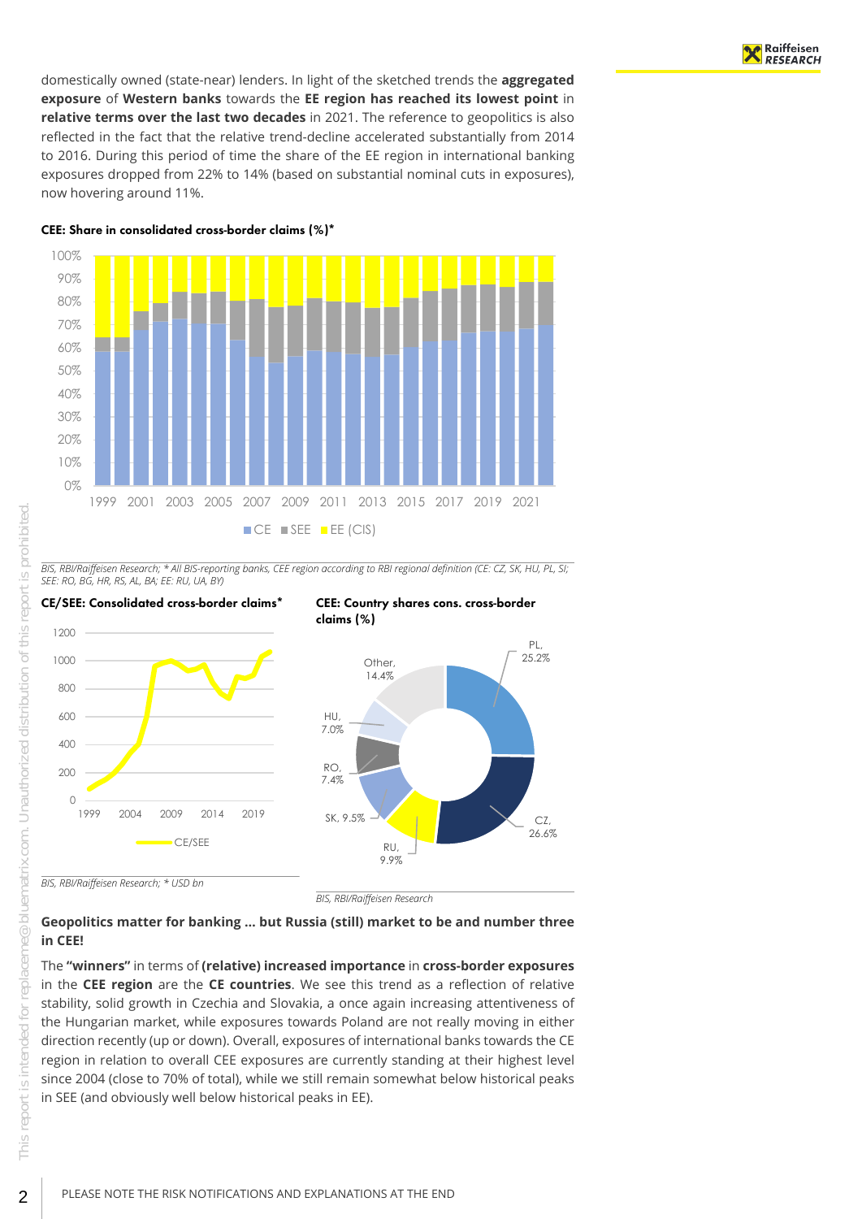domestically owned (state-near) lenders. In light of the sketched trends the **aggregated exposure** of **Western banks** towards the **EE region has reached its lowest point** in **relative terms over the last two decades** in 2021. The reference to geopolitics is also reflected in the fact that the relative trend-decline accelerated substantially from 2014 to 2016. During this period of time the share of the EE region in international banking exposures dropped from 22% to 14% (based on substantial nominal cuts in exposures), now hovering around 11%.

**CEE: Share in consolidated cross-border claims (%)***

*BIS, RBI/Raiffeisen Research; * All BIS-reporting banks, CEE region according to RBI regional definition (CE: CZ, SK, HU, PL, SI; SEE: RO, BG, HR, RS, AL, BA; EE: RU, UA, BY)*

**CE/SEE: Consolidated cross-border claims***

*BIS, RBI/Raiffeisen Research; * USD bn*

**CEE: Country shares cons. cross-border claims (%)**

*BIS, RBI/Raiffeisen Research*

**Geopolitics matter for banking ... but Russia (still) market to be and number three in CEE!**

The **"winners"** in terms of **(relative) increased importance** in **cross-border exposures** in the **CEE region** are the **CE countries**. We see this trend as a reflection of relative stability, solid growth in Czechia and Slovakia, a once again increasing attentiveness of the Hungarian market, while exposures towards Poland are not really moving in either direction recently (up or down). Overall, exposures of international banks towards the CE region in relation to overall CEE exposures are currently standing at their highest level since 2004 (close to 70% of total), while we still remain somewhat below historical peaks in SEE (and obviously well below historical peaks in EE).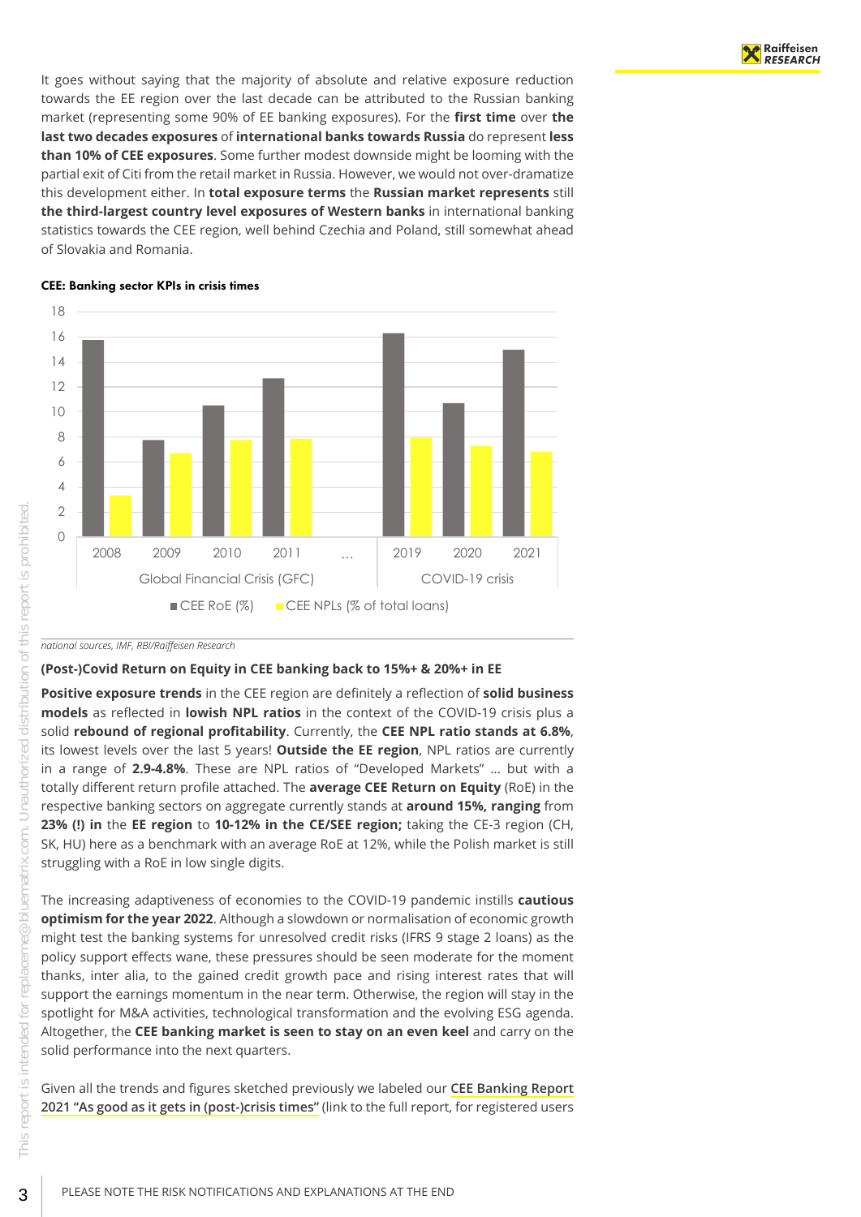It goes without saying that the majority of absolute and relative exposure reduction towards the EE region over the last decade can be attributed to the Russian banking market (representing some 90% of EE banking exposures). For the **first time** over **the last two decades exposures** of **international banks towards Russia** do represent **less than 10% of CEE exposures**. Some further modest downside might be looming with the partial exit of Citi from the retail market in Russia. However, we would not over-dramatize this development either. In **total exposure terms** the **Russian market represents** still **the third-largest country level exposures of Western banks** in international banking statistics towards the CEE region, well behind Czechia and Poland, still somewhat ahead of Slovakia and Romania.

**CEE: Banking sector KPIs in crisis times**

*national sources, IMF, RBI/Raiffeisen Research*

**(Post-)Covid Return on Equity in CEE banking back to 15%+ & 20%+ in EE**

**Positive exposure trends** in the CEE region are definitely a reflection of **solid business models** as reflected in **lowish NPL ratios** in the context of the COVID-19 crisis plus a solid **rebound of regional profitability**. Currently, the **CEE NPL ratio stands at 6.8%**, its lowest levels over the last 5 years! **Outside the EE region**, NPL ratios are currently in a range of **2.9-4.8%**. These are NPL ratios of "Developed Markets" … but with a totally different return profile attached. The **average CEE Return on Equity** (RoE) in the respective banking sectors on aggregate currently stands at **around 15%, ranging** from **23% (!) in** the **EE region** to **10-12% in the CE/SEE region;** taking the CE-3 region (CH, SK, HU) here as a benchmark with an average RoE at 12%, while the Polish market is still struggling with a RoE in low single digits.

The increasing adaptiveness of economies to the COVID-19 pandemic instills **cautious optimism for the year 2022**. Although a slowdown or normalisation of economic growth might test the banking systems for unresolved credit risks (IFRS 9 stage 2 loans) as the policy support effects wane, these pressures should be seen moderate for the moment thanks, inter alia, to the gained credit growth pace and rising interest rates that will support the earnings momentum in the near term. Otherwise, the region will stay in the spotlight for M&A activities, technological transformation and the evolving ESG agenda. Altogether, the **CEE banking market is seen to stay on an even keel** and carry on the solid performance into the next quarters.

Given all the trends and figures sketched previously we labeled our **CEE Banking Report 2021 "As good as it gets in (post-)crisis times"** (link to the full report, for registered users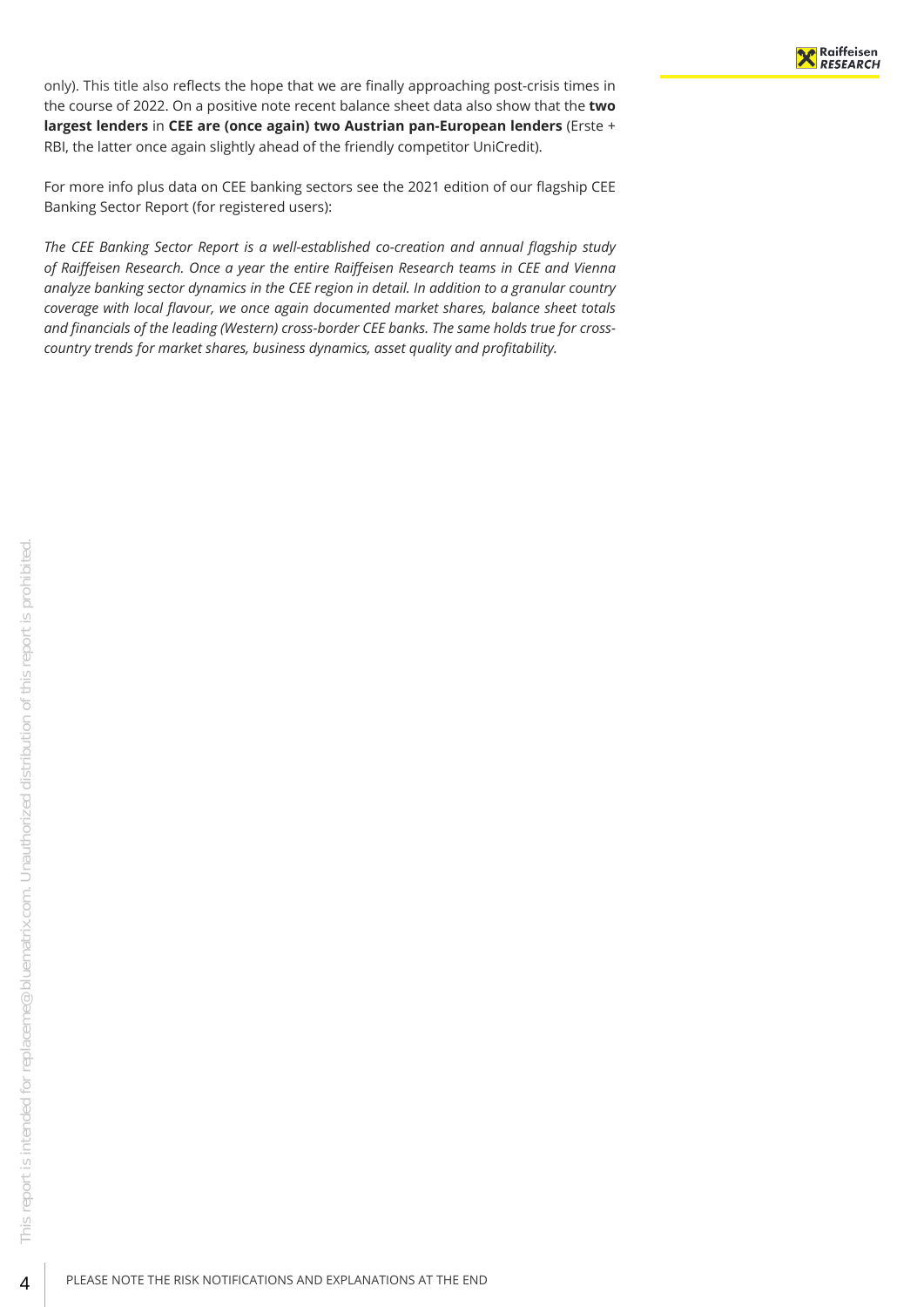only). This title also reflects the hope that we are finally approaching post-crisis times in the course of 2022. On a positive note recent balance sheet data also show that the **two largest lenders** in **CEE are (once again) two Austrian pan-European lenders** (Erste + RBI, the latter once again slightly ahead of the friendly competitor UniCredit).

For more info plus data on CEE banking sectors see the 2021 edition of our flagship CEE Banking Sector Report (for registered users):

*The CEE Banking Sector Report is a well-established co-creation and annual flagship study of Raiffeisen Research. Once a year the entire Raiffeisen Research teams in CEE and Vienna analyze banking sector dynamics in the CEE region in detail. In addition to a granular country coverage with local flavour, we once again documented market shares, balance sheet totals and financials of the leading (Western) cross-border CEE banks. The same holds true for cross-country trends for market shares, business dynamics, asset quality and profitability.*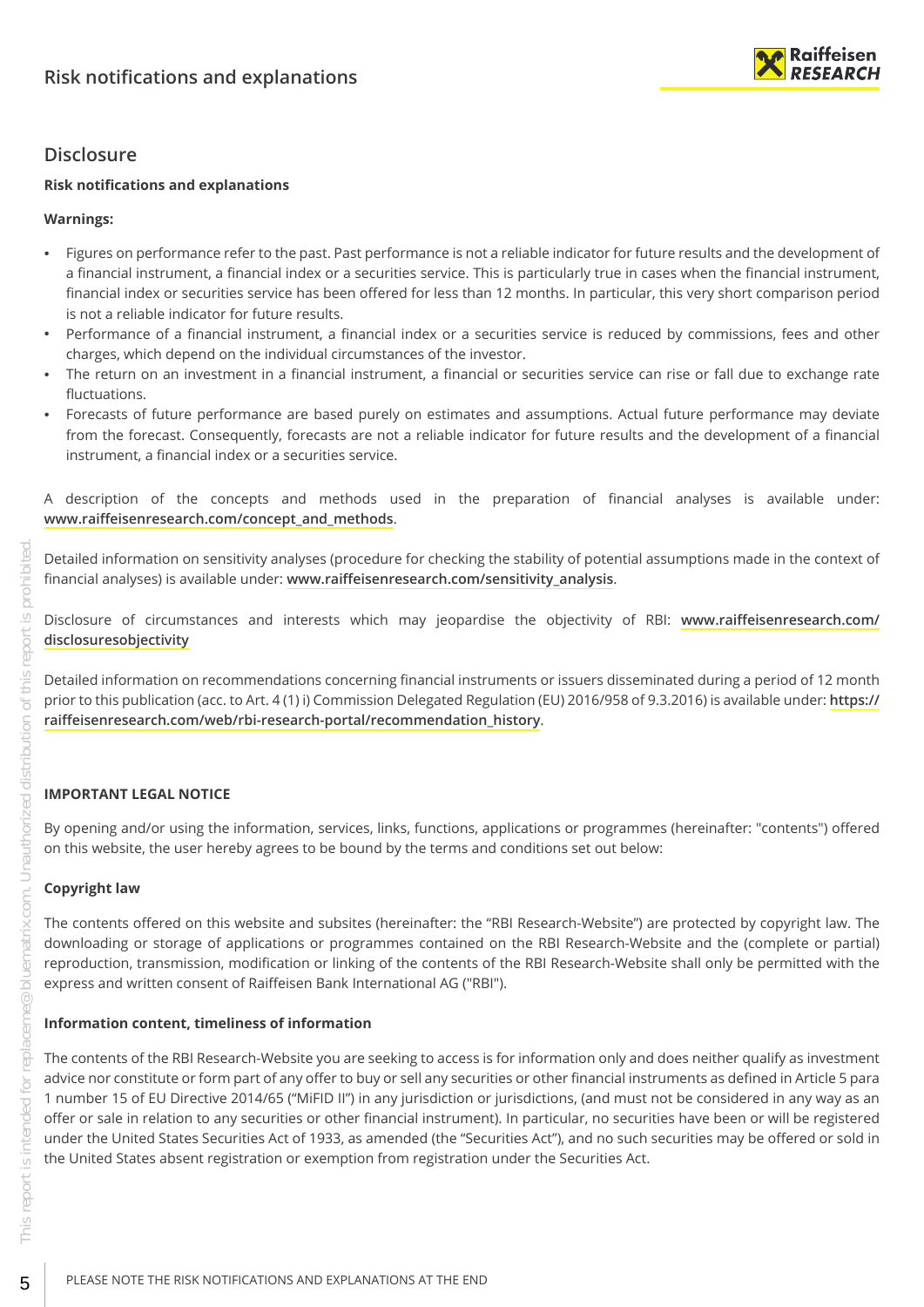## Disclosure

**Risk notifications and explanations**

**Warnings:**

- Figures on performance refer to the past. Past performance is not a reliable indicator for future results and the development of a financial instrument, a financial index or a securities service. This is particularly true in cases when the financial instrument, financial index or securities service has been offered for less than 12 months. In particular, this very short comparison period is not a reliable indicator for future results.
- Performance of a financial instrument, a financial index or a securities service is reduced by commissions, fees and other charges, which depend on the individual circumstances of the investor.
- The return on an investment in a financial instrument, a financial or securities service can rise or fall due to exchange rate fluctuations.
- Forecasts of future performance are based purely on estimates and assumptions. Actual future performance may deviate from the forecast. Consequently, forecasts are not a reliable indicator for future results and the development of a financial instrument, a financial index or a securities service.

A description of the concepts and methods used in the preparation of financial analyses is available under: **www.raiffeisenresearch.com/concept_and_methods**.

Detailed information on sensitivity analyses (procedure for checking the stability of potential assumptions made in the context of financial analyses) is available under: **www.raiffeisenresearch.com/sensitivity_analysis**.

Disclosure of circumstances and interests which may jeopardise the objectivity of RBI: **www.raiffeisenresearch.com/disclosuresobjectivity**

Detailed information on recommendations concerning financial instruments or issuers disseminated during a period of 12 month prior to this publication (acc. to Art. 4 (1) i) Commission Delegated Regulation (EU) 2016/958 of 9.3.2016) is available under: **https://raiffeisenresearch.com/web/rbi-research-portal/recommendation_history**.

**IMPORTANT LEGAL NOTICE**

By opening and/or using the information, services, links, functions, applications or programmes (hereinafter: "contents") offered on this website, the user hereby agrees to be bound by the terms and conditions set out below:

**Copyright law**

The contents offered on this website and subsites (hereinafter: the "RBI Research-Website") are protected by copyright law. The downloading or storage of applications or programmes contained on the RBI Research-Website and the (complete or partial) reproduction, transmission, modification or linking of the contents of the RBI Research-Website shall only be permitted with the express and written consent of Raiffeisen Bank International AG ("RBI").

**Information content, timeliness of information**

The contents of the RBI Research-Website you are seeking to access is for information only and does neither qualify as investment advice nor constitute or form part of any offer to buy or sell any securities or other financial instruments as defined in Article 5 para 1 number 15 of EU Directive 2014/65 ("MiFID II") in any jurisdiction or jurisdictions, (and must not be considered in any way as an offer or sale in relation to any securities or other financial instrument). In particular, no securities have been or will be registered under the United States Securities Act of 1933, as amended (the "Securities Act"), and no such securities may be offered or sold in the United States absent registration or exemption from registration under the Securities Act.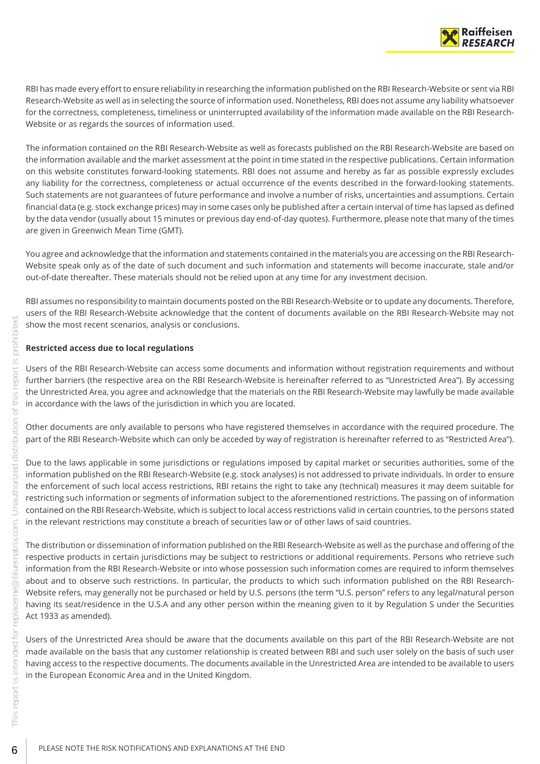RBI has made every effort to ensure reliability in researching the information published on the RBI Research-Website or sent via RBI Research-Website as well as in selecting the source of information used. Nonetheless, RBI does not assume any liability whatsoever for the correctness, completeness, timeliness or uninterrupted availability of the information made available on the RBI Research-Website or as regards the sources of information used.

The information contained on the RBI Research-Website as well as forecasts published on the RBI Research-Website are based on the information available and the market assessment at the point in time stated in the respective publications. Certain information on this website constitutes forward-looking statements. RBI does not assume and hereby as far as possible expressly excludes any liability for the correctness, completeness or actual occurrence of the events described in the forward-looking statements. Such statements are not guarantees of future performance and involve a number of risks, uncertainties and assumptions. Certain financial data (e.g. stock exchange prices) may in some cases only be published after a certain interval of time has lapsed as defined by the data vendor (usually about 15 minutes or previous day end-of-day quotes). Furthermore, please note that many of the times are given in Greenwich Mean Time (GMT).

You agree and acknowledge that the information and statements contained in the materials you are accessing on the RBI Research-Website speak only as of the date of such document and such information and statements will become inaccurate, stale and/or out-of-date thereafter. These materials should not be relied upon at any time for any investment decision.

RBI assumes no responsibility to maintain documents posted on the RBI Research-Website or to update any documents. Therefore, users of the RBI Research-Website acknowledge that the content of documents available on the RBI Research-Website may not show the most recent scenarios, analysis or conclusions.

**Restricted access due to local regulations**

Users of the RBI Research-Website can access some documents and information without registration requirements and without further barriers (the respective area on the RBI Research-Website is hereinafter referred to as "Unrestricted Area"). By accessing the Unrestricted Area, you agree and acknowledge that the materials on the RBI Research-Website may lawfully be made available in accordance with the laws of the jurisdiction in which you are located.

Other documents are only available to persons who have registered themselves in accordance with the required procedure. The part of the RBI Research-Website which can only be acceded by way of registration is hereinafter referred to as "Restricted Area").

Due to the laws applicable in some jurisdictions or regulations imposed by capital market or securities authorities, some of the information published on the RBI Research-Website (e.g. stock analyses) is not addressed to private individuals. In order to ensure the enforcement of such local access restrictions, RBI retains the right to take any (technical) measures it may deem suitable for restricting such information or segments of information subject to the aforementioned restrictions. The passing on of information contained on the RBI Research-Website, which is subject to local access restrictions valid in certain countries, to the persons stated in the relevant restrictions may constitute a breach of securities law or of other laws of said countries.

The distribution or dissemination of information published on the RBI Research-Website as well as the purchase and offering of the respective products in certain jurisdictions may be subject to restrictions or additional requirements. Persons who retrieve such information from the RBI Research-Website or into whose possession such information comes are required to inform themselves about and to observe such restrictions. In particular, the products to which such information published on the RBI Research-Website refers, may generally not be purchased or held by U.S. persons (the term "U.S. person" refers to any legal/natural person having its seat/residence in the U.S.A and any other person within the meaning given to it by Regulation S under the Securities Act 1933 as amended).

Users of the Unrestricted Area should be aware that the documents available on this part of the RBI Research-Website are not made available on the basis that any customer relationship is created between RBI and such user solely on the basis of such user having access to the respective documents. The documents available in the Unrestricted Area are intended to be available to users in the European Economic Area and in the United Kingdom.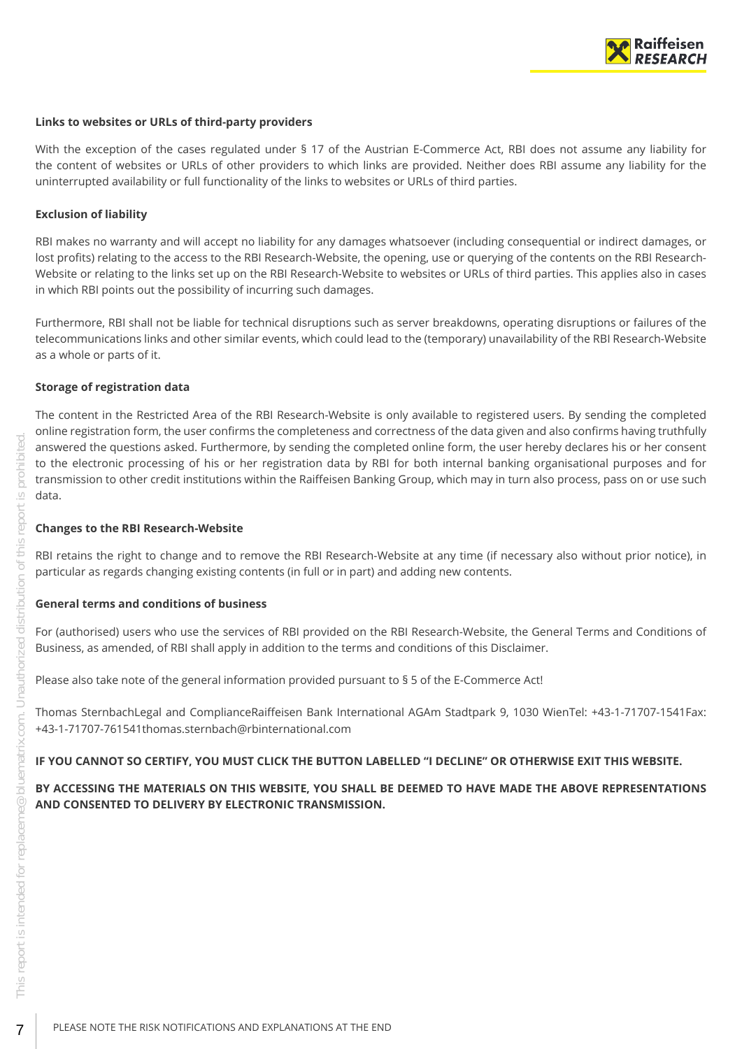**Links to websites or URLs of third-party providers**

With the exception of the cases regulated under § 17 of the Austrian E-Commerce Act, RBI does not assume any liability for the content of websites or URLs of other providers to which links are provided. Neither does RBI assume any liability for the uninterrupted availability or full functionality of the links to websites or URLs of third parties.

**Exclusion of liability**

RBI makes no warranty and will accept no liability for any damages whatsoever (including consequential or indirect damages, or lost profits) relating to the access to the RBI Research-Website, the opening, use or querying of the contents on the RBI Research-Website or relating to the links set up on the RBI Research-Website to websites or URLs of third parties. This applies also in cases in which RBI points out the possibility of incurring such damages.

Furthermore, RBI shall not be liable for technical disruptions such as server breakdowns, operating disruptions or failures of the telecommunications links and other similar events, which could lead to the (temporary) unavailability of the RBI Research-Website as a whole or parts of it.

**Storage of registration data**

The content in the Restricted Area of the RBI Research-Website is only available to registered users. By sending the completed online registration form, the user confirms the completeness and correctness of the data given and also confirms having truthfully answered the questions asked. Furthermore, by sending the completed online form, the user hereby declares his or her consent to the electronic processing of his or her registration data by RBI for both internal banking organisational purposes and for transmission to other credit institutions within the Raiffeisen Banking Group, which may in turn also process, pass on or use such data.

**Changes to the RBI Research-Website**

RBI retains the right to change and to remove the RBI Research-Website at any time (if necessary also without prior notice), in particular as regards changing existing contents (in full or in part) and adding new contents.

**General terms and conditions of business**

For (authorised) users who use the services of RBI provided on the RBI Research-Website, the General Terms and Conditions of Business, as amended, of RBI shall apply in addition to the terms and conditions of this Disclaimer.

Please also take note of the general information provided pursuant to § 5 of the E-Commerce Act!

Thomas SternbachLegal and ComplianceRaiffeisen Bank International AGAm Stadtpark 9, 1030 WienTel: +43-1-71707-1541Fax: +43-1-71707-761541thomas.sternbach@rbinternational.com

**IF YOU CANNOT SO CERTIFY, YOU MUST CLICK THE BUTTON LABELLED "I DECLINE" OR OTHERWISE EXIT THIS WEBSITE.**

**BY ACCESSING THE MATERIALS ON THIS WEBSITE, YOU SHALL BE DEEMED TO HAVE MADE THE ABOVE REPRESENTATIONS AND CONSENTED TO DELIVERY BY ELECTRONIC TRANSMISSION.**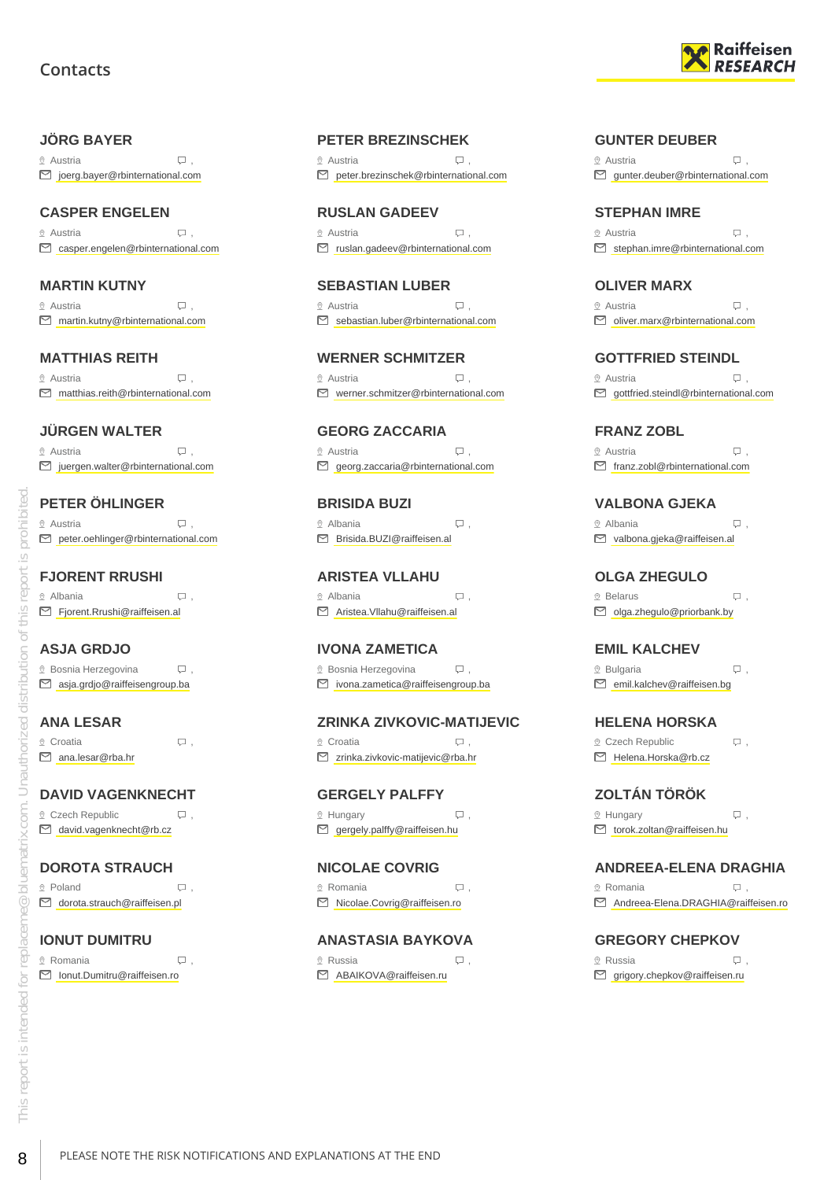# Contacts

### JÖRG BAYER
Austria ,
joerg.bayer@rbinternational.com

### PETER BREZINSCHEK
Austria ,
peter.brezinschek@rbinternational.com

### GUNTER DEUBER
Austria ,
gunter.deuber@rbinternational.com

### CASPER ENGELEN
Austria ,
casper.engelen@rbinternational.com

### RUSLAN GADEEV
Austria ,
ruslan.gadeev@rbinternational.com

### STEPHAN IMRE
Austria ,
stephan.imre@rbinternational.com

### MARTIN KUTNY
Austria ,
martin.kutny@rbinternational.com

### SEBASTIAN LUBER
Austria ,
sebastian.luber@rbinternational.com

### OLIVER MARX
Austria ,
oliver.marx@rbinternational.com

### MATTHIAS REITH
Austria ,
matthias.reith@rbinternational.com

### WERNER SCHMITZER
Austria ,
werner.schmitzer@rbinternational.com

### GOTTFRIED STEINDL
Austria ,
gottfried.steindl@rbinternational.com

### JÜRGEN WALTER
Austria ,
juergen.walter@rbinternational.com

### GEORG ZACCARIA
Austria ,
georg.zaccaria@rbinternational.com

### FRANZ ZOBL
Austria ,
franz.zobl@rbinternational.com

### PETER ÖHLINGER
Austria ,
peter.oehlinger@rbinternational.com

### BRISIDA BUZI
Albania ,
Brisida.BUZI@raiffeisen.al

### VALBONA GJEKA
Albania ,
valbona.gjeka@raiffeisen.al

### FJORENT RRUSHI
Albania ,
Fjorent.Rrushi@raiffeisen.al

### ARISTEA VLLAHU
Albania ,
Aristea.Vllahu@raiffeisen.al

### OLGA ZHEGULO
Belarus ,
olga.zhegulo@priorbank.by

### ASJA GRDJO
Bosnia Herzegovina ,
asja.grdjo@raiffeisengroup.ba

### IVONA ZAMETICA
Bosnia Herzegovina ,
ivona.zametica@raiffeisengroup.ba

### EMIL KALCHEV
Bulgaria ,
emil.kalchev@raiffeisen.bg

### ANA LESAR
Croatia ,
ana.lesar@rba.hr

### ZRINKA ZIVKOVIC-MATIJEVIC
Croatia ,
zrinka.zivkovic-matijevic@rba.hr

### HELENA HORSKA
Czech Republic ,
Helena.Horska@rb.cz

### DAVID VAGENKNECHT
Czech Republic ,
david.vagenknecht@rb.cz

### GERGELY PALFFY
Hungary ,
gergely.palffy@raiffeisen.hu

### ZOLTÁN TÖRÖK
Hungary ,
torok.zoltan@raiffeisen.hu

### DOROTA STRAUCH
Poland ,
dorota.strauch@raiffeisen.pl

### NICOLAE COVRIG
Romania ,
Nicolae.Covrig@raiffeisen.ro

### ANDREEA-ELENA DRAGHIA
Romania ,
Andreea-Elena.DRAGHIA@raiffeisen.ro

### IONUT DUMITRU
Romania ,
Ionut.Dumitru@raiffeisen.ro

### ANASTASIA BAYKOVA
Russia ,
ABAIKOVA@raiffeisen.ru

### GREGORY CHEPKOV
Russia ,
grigory.chepkov@raiffeisen.ru

PLEASE NOTE THE RISK NOTIFICATIONS AND EXPLANATIONS AT THE END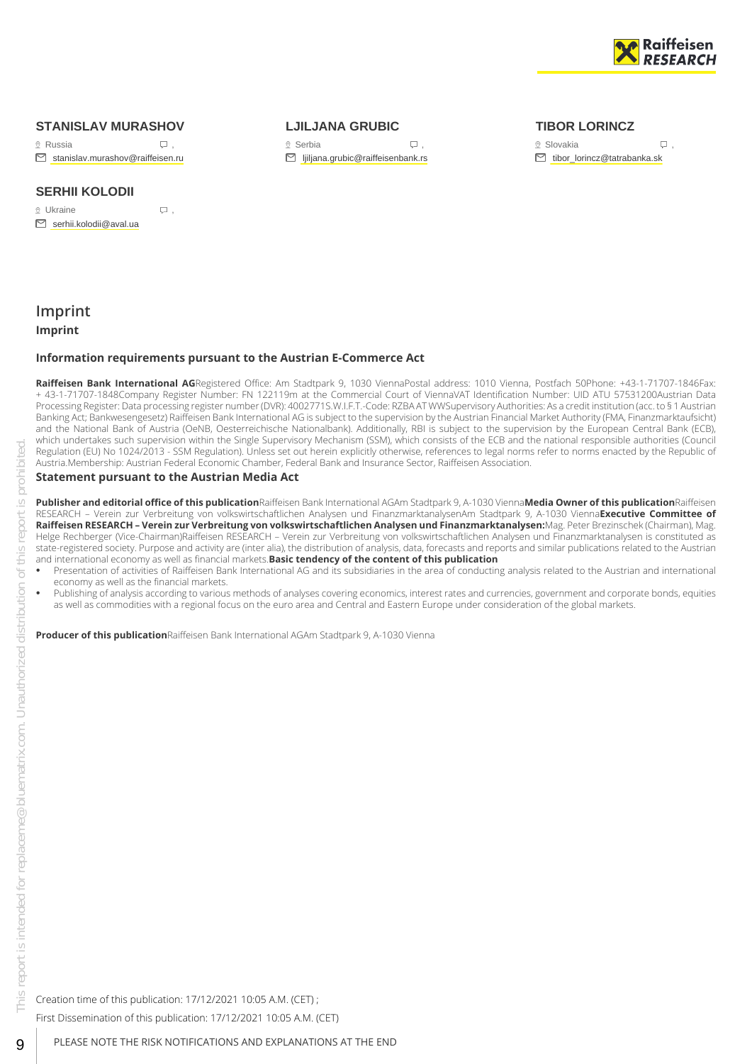## STANISLAV MURASHOV

Russia ,

stanislav.murashov@raiffeisen.ru

## LJILJANA GRUBIC

Serbia ,

ljiljana.grubic@raiffeisenbank.rs

## TIBOR LORINCZ

Slovakia ,

tibor_lorincz@tatrabanka.sk

## SERHII KOLODII

Ukraine ,

serhii.kolodii@aval.ua

# Imprint

**Imprint**

### Information requirements pursuant to the Austrian E-Commerce Act

**Raiffeisen Bank International AG**Registered Office: Am Stadtpark 9, 1030 ViennaPostal address: 1010 Vienna, Postfach 50Phone: +43-1-71707-1846Fax: + 43-1-71707-1848Company Register Number: FN 122119m at the Commercial Court of ViennaVAT Identification Number: UID ATU 57531200Austrian Data Processing Register: Data processing register number (DVR): 4002771S.W.I.F.T.-Code: RZBA AT WWSupervisory Authorities: As a credit institution (acc. to § 1 Austrian Banking Act; Bankwesengesetz) Raiffeisen Bank International AG is subject to the supervision by the Austrian Financial Market Authority (FMA, Finanzmarktaufsicht) and the National Bank of Austria (OeNB, Oesterreichische Nationalbank). Additionally, RBI is subject to the supervision by the European Central Bank (ECB), which undertakes such supervision within the Single Supervisory Mechanism (SSM), which consists of the ECB and the national responsible authorities (Council Regulation (EU) No 1024/2013 - SSM Regulation). Unless set out herein explicitly otherwise, references to legal norms refer to norms enacted by the Republic of Austria.Membership: Austrian Federal Economic Chamber, Federal Bank and Insurance Sector, Raiffeisen Association.

### Statement pursuant to the Austrian Media Act

**Publisher and editorial office of this publication**Raiffeisen Bank International AGAm Stadtpark 9, A-1030 Vienna**Media Owner of this publication**Raiffeisen RESEARCH – Verein zur Verbreitung von volkswirtschaftlichen Analysen und FinanzmarktanalysenAm Stadtpark 9, A-1030 Vienna**Executive Committee of Raiffeisen RESEARCH – Verein zur Verbreitung von volkswirtschaftlichen Analysen und Finanzmarktanalysen:**Mag. Peter Brezinschek (Chairman), Mag. Helge Rechberger (Vice-Chairman)Raiffeisen RESEARCH – Verein zur Verbreitung von volkswirtschaftlichen Analysen und Finanzmarktanalysen is constituted as state-registered society. Purpose and activity are (inter alia), the distribution of analysis, data, forecasts and reports and similar publications related to the Austrian and international economy as well as financial markets.**Basic tendency of the content of this publication**

- Presentation of activities of Raiffeisen Bank International AG and its subsidiaries in the area of conducting analysis related to the Austrian and international economy as well as the financial markets.
- Publishing of analysis according to various methods of analyses covering economics, interest rates and currencies, government and corporate bonds, equities as well as commodities with a regional focus on the euro area and Central and Eastern Europe under consideration of the global markets.

**Producer of this publication**Raiffeisen Bank International AGAm Stadtpark 9, A-1030 Vienna

Creation time of this publication: 17/12/2021 10:05 A.M. (CET) ;

First Dissemination of this publication: 17/12/2021 10:05 A.M. (CET)